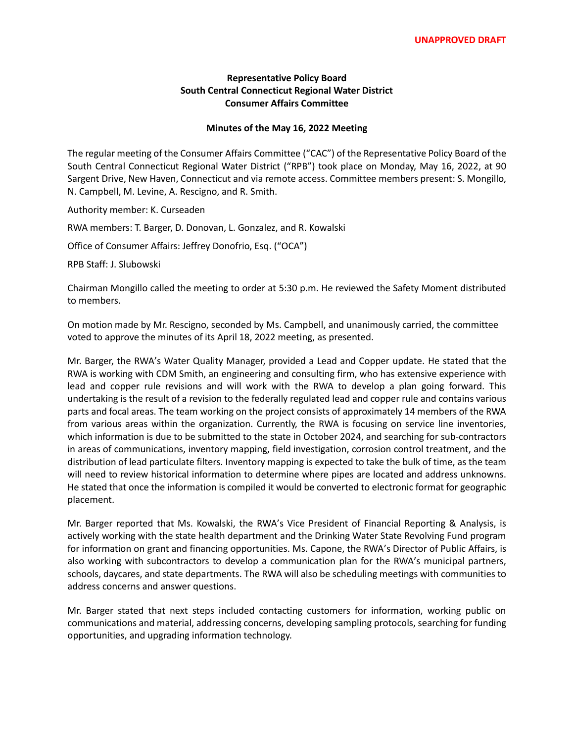**UNAPPROVED DRAFT**

**Representative Policy Board**
**South Central Connecticut Regional Water District**
**Consumer Affairs Committee**

**Minutes of the May 16, 2022 Meeting**

The regular meeting of the Consumer Affairs Committee ("CAC") of the Representative Policy Board of the South Central Connecticut Regional Water District ("RPB") took place on Monday, May 16, 2022, at 90 Sargent Drive, New Haven, Connecticut and via remote access. Committee members present: S. Mongillo, N. Campbell, M. Levine, A. Rescigno, and R. Smith.

Authority member: K. Curseaden

RWA members: T. Barger, D. Donovan, L. Gonzalez, and R. Kowalski

Office of Consumer Affairs: Jeffrey Donofrio, Esq. ("OCA")

RPB Staff: J. Slubowski

Chairman Mongillo called the meeting to order at 5:30 p.m. He reviewed the Safety Moment distributed to members.

On motion made by Mr. Rescigno, seconded by Ms. Campbell, and unanimously carried, the committee voted to approve the minutes of its April 18, 2022 meeting, as presented.

Mr. Barger, the RWA's Water Quality Manager, provided a Lead and Copper update. He stated that the RWA is working with CDM Smith, an engineering and consulting firm, who has extensive experience with lead and copper rule revisions and will work with the RWA to develop a plan going forward. This undertaking is the result of a revision to the federally regulated lead and copper rule and contains various parts and focal areas. The team working on the project consists of approximately 14 members of the RWA from various areas within the organization. Currently, the RWA is focusing on service line inventories, which information is due to be submitted to the state in October 2024, and searching for sub-contractors in areas of communications, inventory mapping, field investigation, corrosion control treatment, and the distribution of lead particulate filters. Inventory mapping is expected to take the bulk of time, as the team will need to review historical information to determine where pipes are located and address unknowns. He stated that once the information is compiled it would be converted to electronic format for geographic placement.

Mr. Barger reported that Ms. Kowalski, the RWA's Vice President of Financial Reporting & Analysis, is actively working with the state health department and the Drinking Water State Revolving Fund program for information on grant and financing opportunities. Ms. Capone, the RWA's Director of Public Affairs, is also working with subcontractors to develop a communication plan for the RWA's municipal partners, schools, daycares, and state departments. The RWA will also be scheduling meetings with communities to address concerns and answer questions.

Mr. Barger stated that next steps included contacting customers for information, working public on communications and material, addressing concerns, developing sampling protocols, searching for funding opportunities, and upgrading information technology.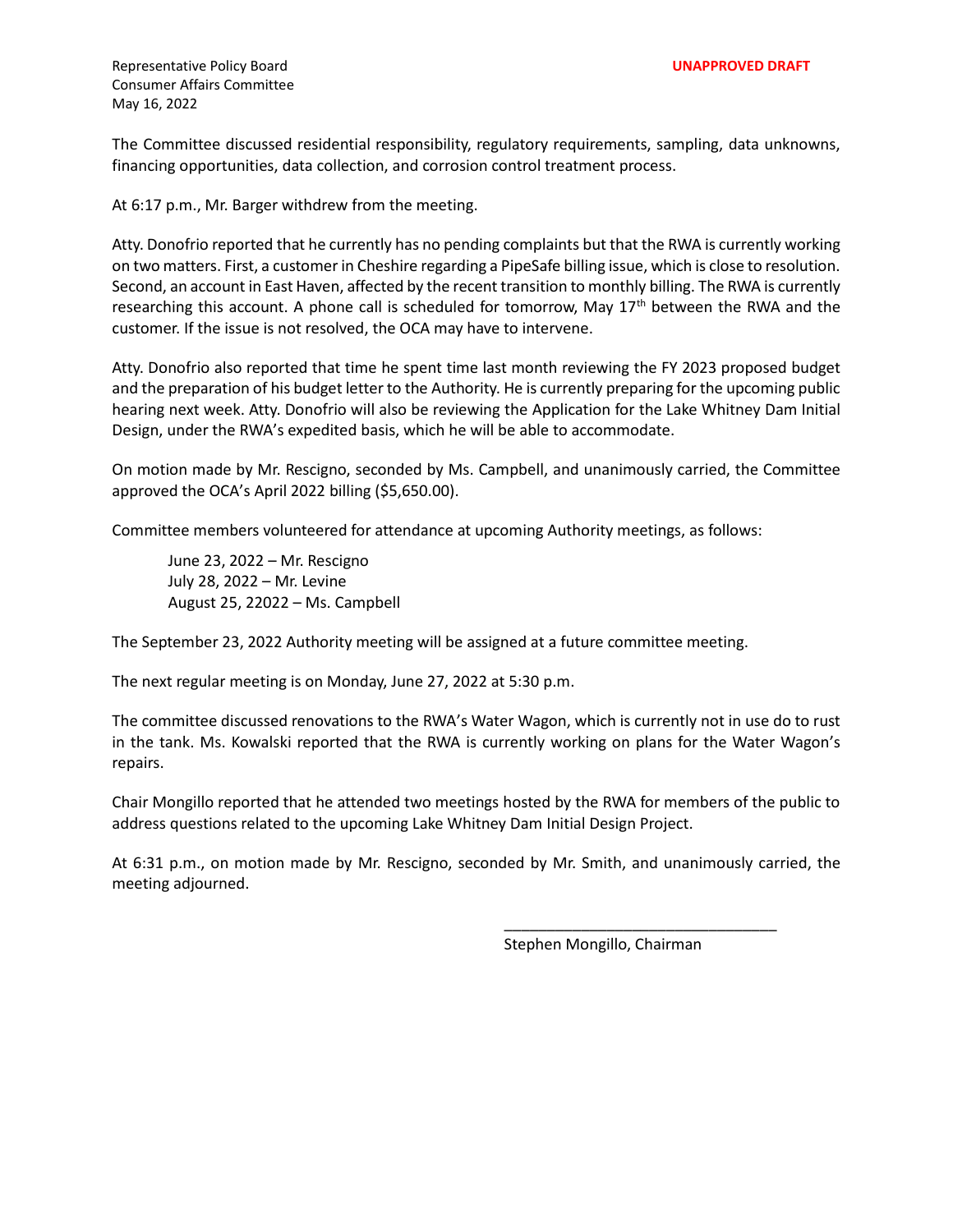The Committee discussed residential responsibility, regulatory requirements, sampling, data unknowns, financing opportunities, data collection, and corrosion control treatment process.

At 6:17 p.m., Mr. Barger withdrew from the meeting.

Atty. Donofrio reported that he currently has no pending complaints but that the RWA is currently working on two matters. First, a customer in Cheshire regarding a PipeSafe billing issue, which is close to resolution. Second, an account in East Haven, affected by the recent transition to monthly billing. The RWA is currently researching this account. A phone call is scheduled for tomorrow, May 17th between the RWA and the customer. If the issue is not resolved, the OCA may have to intervene.

Atty. Donofrio also reported that time he spent time last month reviewing the FY 2023 proposed budget and the preparation of his budget letter to the Authority. He is currently preparing for the upcoming public hearing next week. Atty. Donofrio will also be reviewing the Application for the Lake Whitney Dam Initial Design, under the RWA's expedited basis, which he will be able to accommodate.

On motion made by Mr. Rescigno, seconded by Ms. Campbell, and unanimously carried, the Committee approved the OCA's April 2022 billing ($5,650.00).

Committee members volunteered for attendance at upcoming Authority meetings, as follows:

June 23, 2022 – Mr. Rescigno
July 28, 2022 – Mr. Levine
August 25, 22022 – Ms. Campbell

The September 23, 2022 Authority meeting will be assigned at a future committee meeting.

The next regular meeting is on Monday, June 27, 2022 at 5:30 p.m.

The committee discussed renovations to the RWA's Water Wagon, which is currently not in use do to rust in the tank. Ms. Kowalski reported that the RWA is currently working on plans for the Water Wagon's repairs.

Chair Mongillo reported that he attended two meetings hosted by the RWA for members of the public to address questions related to the upcoming Lake Whitney Dam Initial Design Project.

At 6:31 p.m., on motion made by Mr. Rescigno, seconded by Mr. Smith, and unanimously carried, the meeting adjourned.

_________________________________
Stephen Mongillo, Chairman